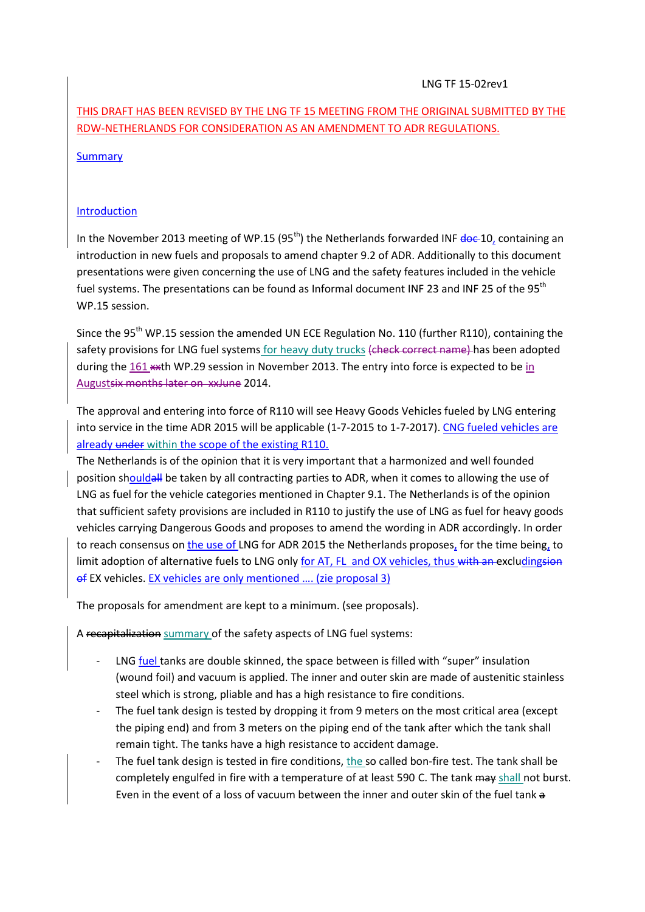LNG TF 15-02rev1

THIS DRAFT HAS BEEN REVISED BY THE LNG TF 15 MEETING FROM THE ORIGINAL SUBMITTED BY THE RDW-NETHERLANDS FOR CONSIDERATION AS AN AMENDMENT TO ADR REGULATIONS.

## Summary

## Introduction

In the November 2013 meeting of WP.15 (95th) the Netherlands forwarded INF ~~doc~~ 10, containing an introduction in new fuels and proposals to amend chapter 9.2 of ADR. Additionally to this document presentations were given concerning the use of LNG and the safety features included in the vehicle fuel systems. The presentations can be found as Informal document INF 23 and INF 25 of the 95th WP.15 session.

Since the 95th WP.15 session the amended UN ECE Regulation No. 110 (further R110), containing the safety provisions for LNG fuel systems for heavy duty trucks ~~(check correct name)~~ has been adopted during the 161 ~~xx~~th WP.29 session in November 2013. The entry into force is expected to be in August~~six months later on xxJune~~ 2014.

The approval and entering into force of R110 will see Heavy Goods Vehicles fueled by LNG entering into service in the time ADR 2015 will be applicable (1-7-2015 to 1-7-2017). CNG fueled vehicles are already ~~under~~ within the scope of the existing R110.
The Netherlands is of the opinion that it is very important that a harmonized and well founded position should~~all~~ be taken by all contracting parties to ADR, when it comes to allowing the use of LNG as fuel for the vehicle categories mentioned in Chapter 9.1. The Netherlands is of the opinion that sufficient safety provisions are included in R110 to justify the use of LNG as fuel for heavy goods vehicles carrying Dangerous Goods and proposes to amend the wording in ADR accordingly. In order to reach consensus on the use of LNG for ADR 2015 the Netherlands proposes, for the time being, to limit adoption of alternative fuels to LNG only for AT, FL and OX vehicles, thus ~~with an~~ excluding~~sion of~~ EX vehicles. EX vehicles are only mentioned …. (zie proposal 3)

The proposals for amendment are kept to a minimum. (see proposals).

A ~~recapitalization~~ summary of the safety aspects of LNG fuel systems:

- LNG fuel tanks are double skinned, the space between is filled with "super" insulation (wound foil) and vacuum is applied. The inner and outer skin are made of austenitic stainless steel which is strong, pliable and has a high resistance to fire conditions.
- The fuel tank design is tested by dropping it from 9 meters on the most critical area (except the piping end) and from 3 meters on the piping end of the tank after which the tank shall remain tight. The tanks have a high resistance to accident damage.
- The fuel tank design is tested in fire conditions, the so called bon-fire test. The tank shall be completely engulfed in fire with a temperature of at least 590 C. The tank ~~may~~ shall not burst. Even in the event of a loss of vacuum between the inner and outer skin of the fuel tank ~~a~~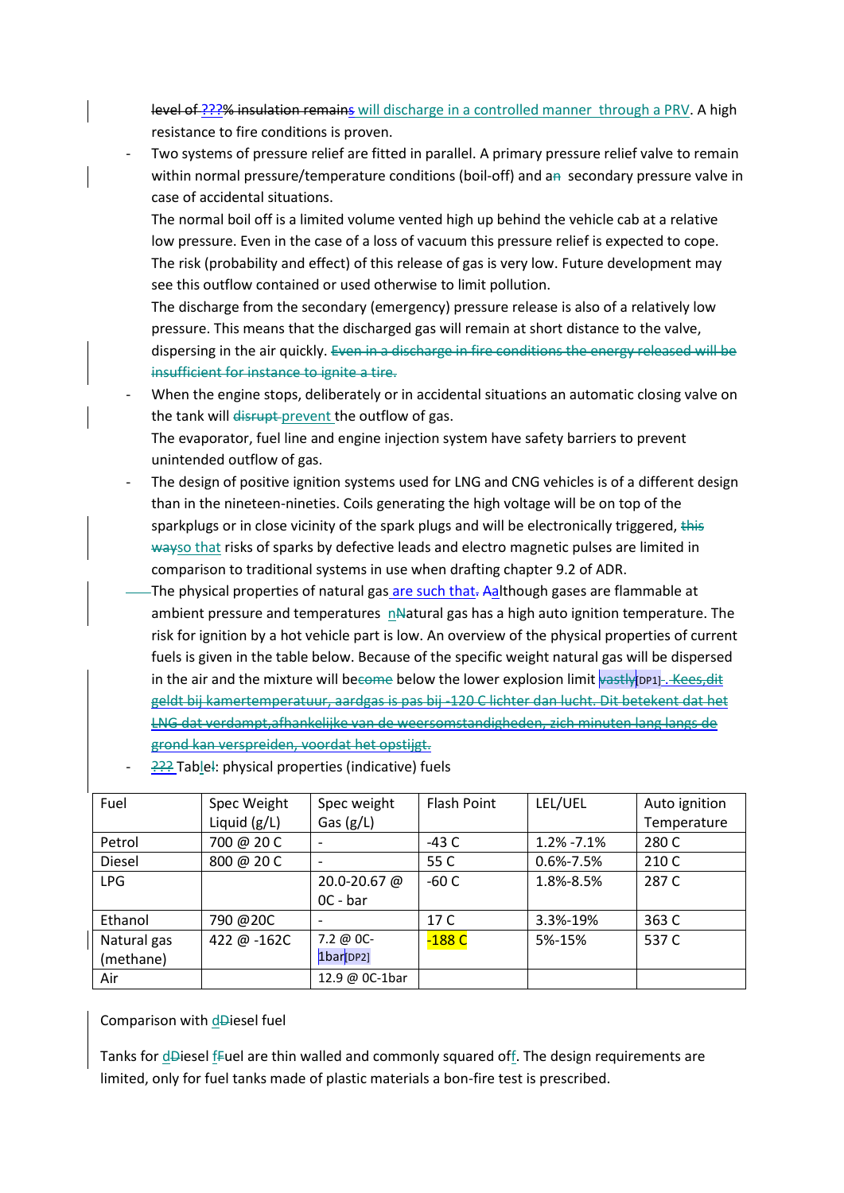~~level of ???% insulation remains~~ will discharge in a controlled manner through a PRV. A high resistance to fire conditions is proven.

- Two systems of pressure relief are fitted in parallel. A primary pressure relief valve to remain within normal pressure/temperature conditions (boil-off) and a~~n~~ secondary pressure valve in case of accidental situations.

  The normal boil off is a limited volume vented high up behind the vehicle cab at a relative low pressure. Even in the case of a loss of vacuum this pressure relief is expected to cope. The risk (probability and effect) of this release of gas is very low. Future development may see this outflow contained or used otherwise to limit pollution.

  The discharge from the secondary (emergency) pressure release is also of a relatively low pressure. This means that the discharged gas will remain at short distance to the valve, dispersing in the air quickly. ~~Even in a discharge in fire conditions the energy released will be insufficient for instance to ignite a tire.~~

- When the engine stops, deliberately or in accidental situations an automatic closing valve on the tank will ~~disrupt~~ prevent the outflow of gas.

  The evaporator, fuel line and engine injection system have safety barriers to prevent unintended outflow of gas.

- The design of positive ignition systems used for LNG and CNG vehicles is of a different design than in the nineteen-nineties. Coils generating the high voltage will be on top of the sparkplugs or in close vicinity of the spark plugs and will be electronically triggered, ~~this way~~so that risks of sparks by defective leads and electro magnetic pulses are limited in comparison to traditional systems in use when drafting chapter 9.2 of ADR.

- The physical properties of natural gas are such that~~.~~ ~~A~~although gases are flammable at ambient pressure and temperatures n~~N~~atural gas has a high auto ignition temperature. The risk for ignition by a hot vehicle part is low. An overview of the physical properties of current fuels is given in the table below. Because of the specific weight natural gas will be dispersed in the air and the mixture will be~~come~~ below the lower explosion limit ~~vastly~~[DP1]~~. Kees,dit geldt bij kamertemperatuur, aardgas is pas bij -120 C lichter dan lucht. Dit betekent dat het LNG dat verdampt,afhankelijke van de weersomstandigheden, zich minuten lang langs de grond kan verspreiden, voordat het opstijgt.~~

- ??? Table: physical properties (indicative) fuels

| Fuel | Spec Weight Liquid (g/L) | Spec weight Gas (g/L) | Flash Point | LEL/UEL | Auto ignition Temperature |
|---|---|---|---|---|---|
| Petrol | 700 @ 20 C | - | -43 C | 1.2% -7.1% | 280 C |
| Diesel | 800 @ 20 C | - | 55 C | 0.6%-7.5% | 210 C |
| LPG | | 20.0-20.67 @ 0C - bar | -60 C | 1.8%-8.5% | 287 C |
| Ethanol | 790 @20C | - | 17 C | 3.3%-19% | 363 C |
| Natural gas (methane) | 422 @ -162C | 7.2 @ 0C-1bar[DP2] | -188 C | 5%-15% | 537 C |
| Air | | 12.9 @ 0C-1bar | | | |

Comparison with d~~D~~iesel fuel

Tanks for d~~D~~iesel f~~F~~uel are thin walled and commonly squared off. The design requirements are limited, only for fuel tanks made of plastic materials a bon-fire test is prescribed.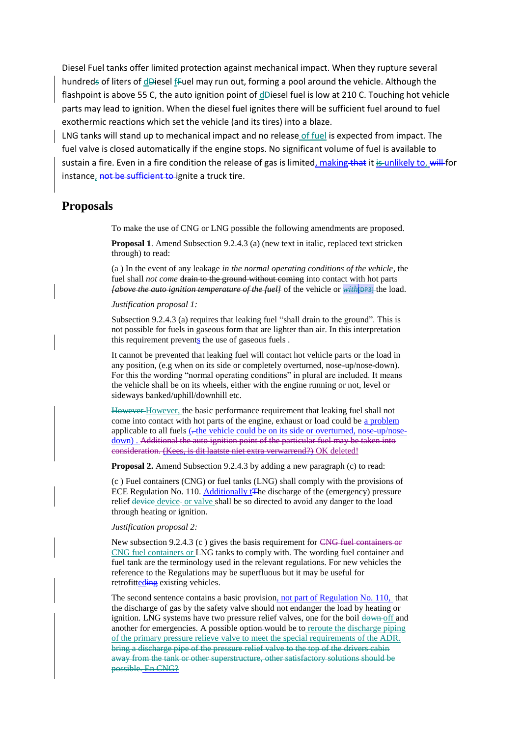Diesel Fuel tanks offer limited protection against mechanical impact. When they rupture several hundred~~s~~ of liters of d~~D~~iesel f~~F~~uel may run out, forming a pool around the vehicle. Although the flashpoint is above 55 C, the auto ignition point of d~~D~~iesel fuel is low at 210 C. Touching hot vehicle parts may lead to ignition. When the diesel fuel ignites there will be sufficient fuel around to fuel exothermic reactions which set the vehicle (and its tires) into a blaze.

LNG tanks will stand up to mechanical impact and no release of fuel is expected from impact. The fuel valve is closed automatically if the engine stops. No significant volume of fuel is available to sustain a fire. Even in a fire condition the release of gas is limited, making ~~that~~ it ~~is~~ unlikely to, ~~will~~ for instance, ~~not be sufficient to~~ ignite a truck tire.

## Proposals

To make the use of CNG or LNG possible the following amendments are proposed.

**Proposal 1**. Amend Subsection 9.2.4.3 (a) (new text in italic, replaced text stricken through) to read:

(a ) In the event of any leakage *in the normal operating conditions of the vehicle*, the fuel shall *not come* ~~drain to the ground without coming~~ into contact with hot parts ~~*[above the auto ignition temperature of the fuel]*~~ of the vehicle or ~~*with*~~[DP3] the load.

*Justification proposal 1:*

Subsection 9.2.4.3 (a) requires that leaking fuel "shall drain to the ground". This is not possible for fuels in gaseous form that are lighter than air. In this interpretation this requirement prevents the use of gaseous fuels .

It cannot be prevented that leaking fuel will contact hot vehicle parts or the load in any position, (e.g when on its side or completely overturned, nose-up/nose-down). For this the wording "normal operating conditions" in plural are included. It means the vehicle shall be on its wheels, either with the engine running or not, level or sideways banked/uphill/downhill etc.

~~However~~ However, the basic performance requirement that leaking fuel shall not come into contact with hot parts of the engine, exhaust or load could be a problem applicable to all fuels (~~.~~ the vehicle could be on its side or overturned, nose-up/nose-down) . ~~Additional the auto ignition point of the particular fuel may be taken into consideration. (Kees, is dit laatste niet extra verwarrend?)~~ OK deleted!

**Proposal 2.** Amend Subsection 9.2.4.3 by adding a new paragraph (c) to read:

(c ) Fuel containers (CNG) or fuel tanks (LNG) shall comply with the provisions of ECE Regulation No. 110. Additionally t~~T~~he discharge of the (emergency) pressure relief ~~device~~ device ~~-~~ or valve shall be so directed to avoid any danger to the load through heating or ignition.

*Justification proposal 2:*

New subsection 9.2.4.3 (c ) gives the basis requirement for ~~CNG fuel containers or~~ CNG fuel containers or LNG tanks to comply with. The wording fuel container and fuel tank are the terminology used in the relevant regulations. For new vehicles the reference to the Regulations may be superfluous but it may be useful for retrofitt~~ing~~ed existing vehicles.

The second sentence contains a basic provision, not part of Regulation No. 110, that the discharge of gas by the safety valve should not endanger the load by heating or ignition. LNG systems have two pressure relief valves, one for the boil ~~down~~ off and another for emergencies. A possible option would be to reroute the discharge piping of the primary pressure relieve valve to meet the special requirements of the ADR. ~~bring a discharge pipe of the pressure relief valve to the top of the drivers cabin away from the tank or other superstructure, other satisfactory solutions should be possible. En CNG?~~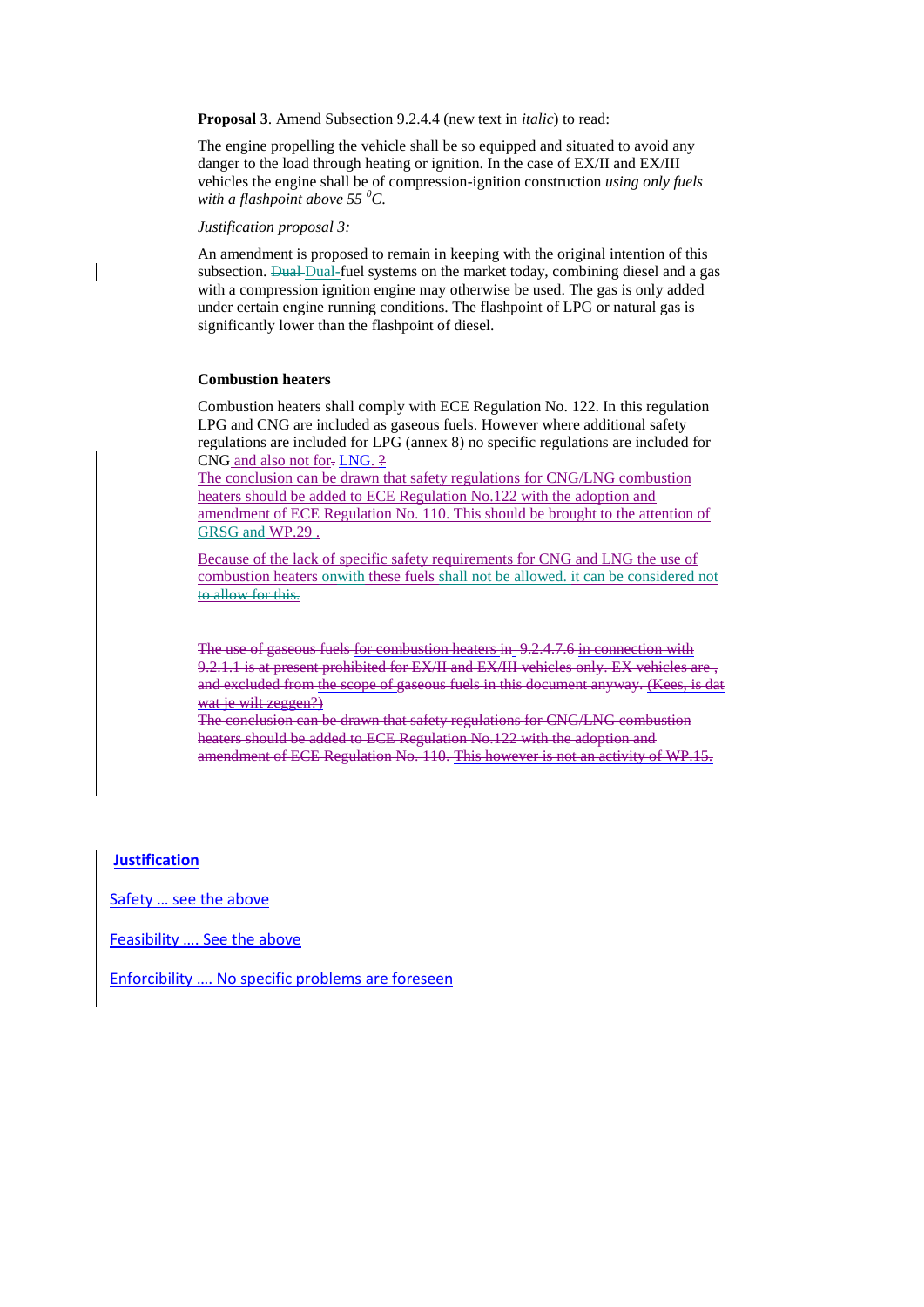**Proposal 3**. Amend Subsection 9.2.4.4 (new text in *italic*) to read:

The engine propelling the vehicle shall be so equipped and situated to avoid any danger to the load through heating or ignition. In the case of EX/II and EX/III vehicles the engine shall be of compression-ignition construction *using only fuels with a flashpoint above 55 $^{0}$C.*

*Justification proposal 3:*

An amendment is proposed to remain in keeping with the original intention of this subsection. ~~Dual~~ Dual-fuel systems on the market today, combining diesel and a gas with a compression ignition engine may otherwise be used. The gas is only added under certain engine running conditions. The flashpoint of LPG or natural gas is significantly lower than the flashpoint of diesel.

**Combustion heaters**

Combustion heaters shall comply with ECE Regulation No. 122. In this regulation LPG and CNG are included as gaseous fuels. However where additional safety regulations are included for LPG (annex 8) no specific regulations are included for CNG and also not for~~.~~ LNG. ~~?~~

The conclusion can be drawn that safety regulations for CNG/LNG combustion heaters should be added to ECE Regulation No.122 with the adoption and amendment of ECE Regulation No. 110. This should be brought to the attention of GRSG and WP.29 .

Because of the lack of specific safety requirements for CNG and LNG the use of combustion heaters ~~on~~with these fuels shall not be allowed. ~~it can be considered not to allow for this.~~

~~The use of gaseous fuels for combustion heaters in 9.2.4.7.6 in connection with 9.2.1.1 is at present prohibited for EX/II and EX/III vehicles only. EX vehicles are , and excluded from the scope of gaseous fuels in this document anyway. (Kees, is dat wat je wilt zeggen?)~~

~~The conclusion can be drawn that safety regulations for CNG/LNG combustion heaters should be added to ECE Regulation No.122 with the adoption and amendment of ECE Regulation No. 110. This however is not an activity of WP.15.~~

**Justification**

Safety … see the above

Feasibility …. See the above

Enforcibility …. No specific problems are foreseen